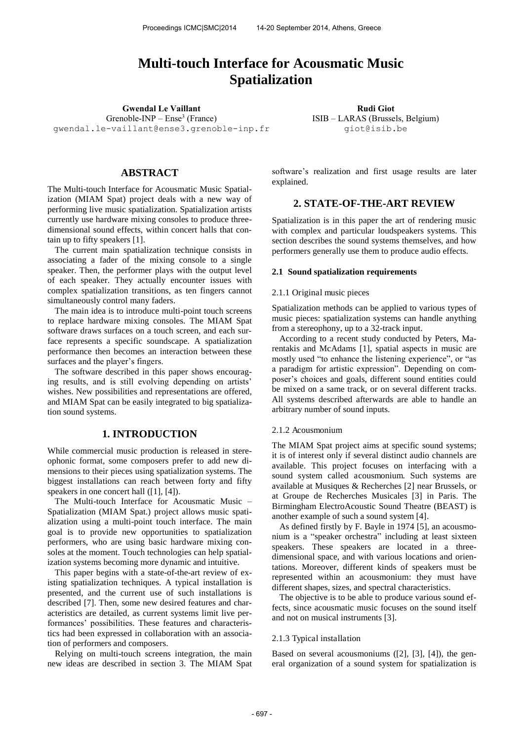# Multi-touch Interface for Acousmatic Music Spatialization

**Gwendal Le Vaillant**
Grenoble-INP – Ense[3] (France)
gwendal.le-vaillant@ense3.grenoble-inp.fr

**Rudi Giot**
ISIB – LARAS (Brussels, Belgium)
giot@isib.be

## ABSTRACT

The Multi-touch Interface for Acousmatic Music Spatialization (MIAM Spat) project deals with a new way of performing live music spatialization. Spatialization artists currently use hardware mixing consoles to produce three-dimensional sound effects, within concert halls that contain up to fifty speakers [1].

The current main spatialization technique consists in associating a fader of the mixing console to a single speaker. Then, the performer plays with the output level of each speaker. They actually encounter issues with complex spatialization transitions, as ten fingers cannot simultaneously control many faders.

The main idea is to introduce multi-point touch screens to replace hardware mixing consoles. The MIAM Spat software draws surfaces on a touch screen, and each surface represents a specific soundscape. A spatialization performance then becomes an interaction between these surfaces and the player's fingers.

The software described in this paper shows encouraging results, and is still evolving depending on artists' wishes. New possibilities and representations are offered, and MIAM Spat can be easily integrated to big spatialization sound systems.

## 1. INTRODUCTION

While commercial music production is released in stereophonic format, some composers prefer to add new dimensions to their pieces using spatialization systems. The biggest installations can reach between forty and fifty speakers in one concert hall ([1], [4]).

The Multi-touch Interface for Acousmatic Music – Spatialization (MIAM Spat.) project allows music spatialization using a multi-point touch interface. The main goal is to provide new opportunities to spatialization performers, who are using basic hardware mixing consoles at the moment. Touch technologies can help spatialization systems becoming more dynamic and intuitive.

This paper begins with a state-of-the-art review of existing spatialization techniques. A typical installation is presented, and the current use of such installations is described [7]. Then, some new desired features and characteristics are detailed, as current systems limit live performances' possibilities. These features and characteristics had been expressed in collaboration with an association of performers and composers.

Relying on multi-touch screens integration, the main new ideas are described in section 3. The MIAM Spat software's realization and first usage results are later explained.

## 2. STATE-OF-THE-ART REVIEW

Spatialization is in this paper the art of rendering music with complex and particular loudspeakers systems. This section describes the sound systems themselves, and how performers generally use them to produce audio effects.

### 2.1 Sound spatialization requirements

#### 2.1.1 Original music pieces

Spatialization methods can be applied to various types of music pieces: spatialization systems can handle anything from a stereophony, up to a 32-track input.

According to a recent study conducted by Peters, Marentakis and McAdams [1], spatial aspects in music are mostly used "to enhance the listening experience", or "as a paradigm for artistic expression". Depending on composer's choices and goals, different sound entities could be mixed on a same track, or on several different tracks. All systems described afterwards are able to handle an arbitrary number of sound inputs.

#### 2.1.2 Acousmonium

The MIAM Spat project aims at specific sound systems; it is of interest only if several distinct audio channels are available. This project focuses on interfacing with a sound system called acousmonium. Such systems are available at Musiques & Recherches [2] near Brussels, or at Groupe de Recherches Musicales [3] in Paris. The Birmingham ElectroAcoustic Sound Theatre (BEAST) is another example of such a sound system [4].

As defined firstly by F. Bayle in 1974 [5], an acousmonium is a "speaker orchestra" including at least sixteen speakers. These speakers are located in a three-dimensional space, and with various locations and orientations. Moreover, different kinds of speakers must be represented within an acousmonium: they must have different shapes, sizes, and spectral characteristics.

The objective is to be able to produce various sound effects, since acousmatic music focuses on the sound itself and not on musical instruments [3].

#### 2.1.3 Typical installation

Based on several acousmoniums ([2], [3], [4]), the general organization of a sound system for spatialization is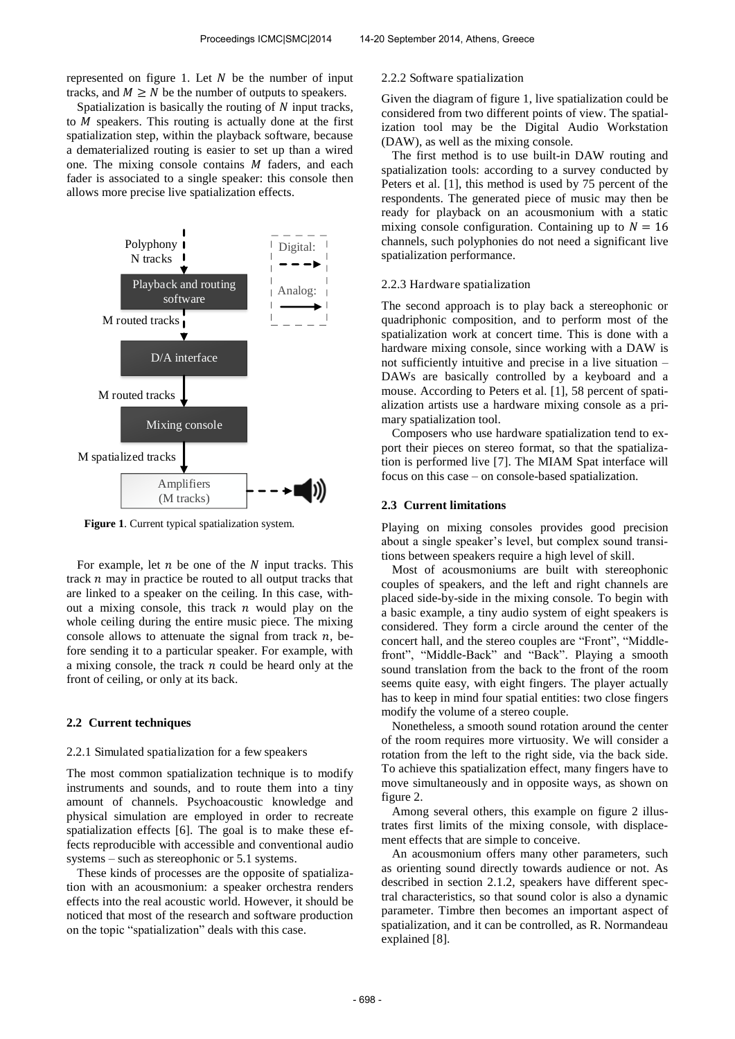represented on figure 1. Let $N$ be the number of input tracks, and $M \geq N$ be the number of outputs to speakers.

Spatialization is basically the routing of $N$ input tracks, to $M$ speakers. This routing is actually done at the first spatialization step, within the playback software, because a dematerialized routing is easier to set up than a wired one. The mixing console contains $M$ faders, and each fader is associated to a single speaker: this console then allows more precise live spatialization effects.

Polyphony N tracks → Playback and routing software → M routed tracks → D/A interface → M routed tracks → Mixing console → M spatialized tracks → Amplifiers (M tracks)

Digital: - - → Analog: →

**Figure 1**. Current typical spatialization system.

For example, let $n$ be one of the $N$ input tracks. This track $n$ may in practice be routed to all output tracks that are linked to a speaker on the ceiling. In this case, without a mixing console, this track $n$ would play on the whole ceiling during the entire music piece. The mixing console allows to attenuate the signal from track $n$, before sending it to a particular speaker. For example, with a mixing console, the track $n$ could be heard only at the front of ceiling, or only at its back.

### 2.2 Current techniques

#### 2.2.1 Simulated spatialization for a few speakers

The most common spatialization technique is to modify instruments and sounds, and to route them into a tiny amount of channels. Psychoacoustic knowledge and physical simulation are employed in order to recreate spatialization effects [6]. The goal is to make these effects reproducible with accessible and conventional audio systems – such as stereophonic or 5.1 systems.

These kinds of processes are the opposite of spatialization with an acousmonium: a speaker orchestra renders effects into the real acoustic world. However, it should be noticed that most of the research and software production on the topic "spatialization" deals with this case.

#### 2.2.2 Software spatialization

Given the diagram of figure 1, live spatialization could be considered from two different points of view. The spatialization tool may be the Digital Audio Workstation (DAW), as well as the mixing console.

The first method is to use built-in DAW routing and spatialization tools: according to a survey conducted by Peters et al. [1], this method is used by 75 percent of the respondents. The generated piece of music may then be ready for playback on an acousmonium with a static mixing console configuration. Containing up to $N = 16$ channels, such polyphonies do not need a significant live spatialization performance.

#### 2.2.3 Hardware spatialization

The second approach is to play back a stereophonic or quadriphonic composition, and to perform most of the spatialization work at concert time. This is done with a hardware mixing console, since working with a DAW is not sufficiently intuitive and precise in a live situation – DAWs are basically controlled by a keyboard and a mouse. According to Peters et al. [1], 58 percent of spatialization artists use a hardware mixing console as a primary spatialization tool.

Composers who use hardware spatialization tend to export their pieces on stereo format, so that the spatialization is performed live [7]. The MIAM Spat interface will focus on this case – on console-based spatialization.

### 2.3 Current limitations

Playing on mixing consoles provides good precision about a single speaker's level, but complex sound transitions between speakers require a high level of skill.

Most of acousmoniums are built with stereophonic couples of speakers, and the left and right channels are placed side-by-side in the mixing console. To begin with a basic example, a tiny audio system of eight speakers is considered. They form a circle around the center of the concert hall, and the stereo couples are "Front", "Middle-front", "Middle-Back" and "Back". Playing a smooth sound translation from the back to the front of the room seems quite easy, with eight fingers. The player actually has to keep in mind four spatial entities: two close fingers modify the volume of a stereo couple.

Nonetheless, a smooth sound rotation around the center of the room requires more virtuosity. We will consider a rotation from the left to the right side, via the back side. To achieve this spatialization effect, many fingers have to move simultaneously and in opposite ways, as shown on figure 2.

Among several others, this example on figure 2 illustrates first limits of the mixing console, with displacement effects that are simple to conceive.

An acousmonium offers many other parameters, such as orienting sound directly towards audience or not. As described in section 2.1.2, speakers have different spectral characteristics, so that sound color is also a dynamic parameter. Timbre then becomes an important aspect of spatialization, and it can be controlled, as R. Normandeau explained [8].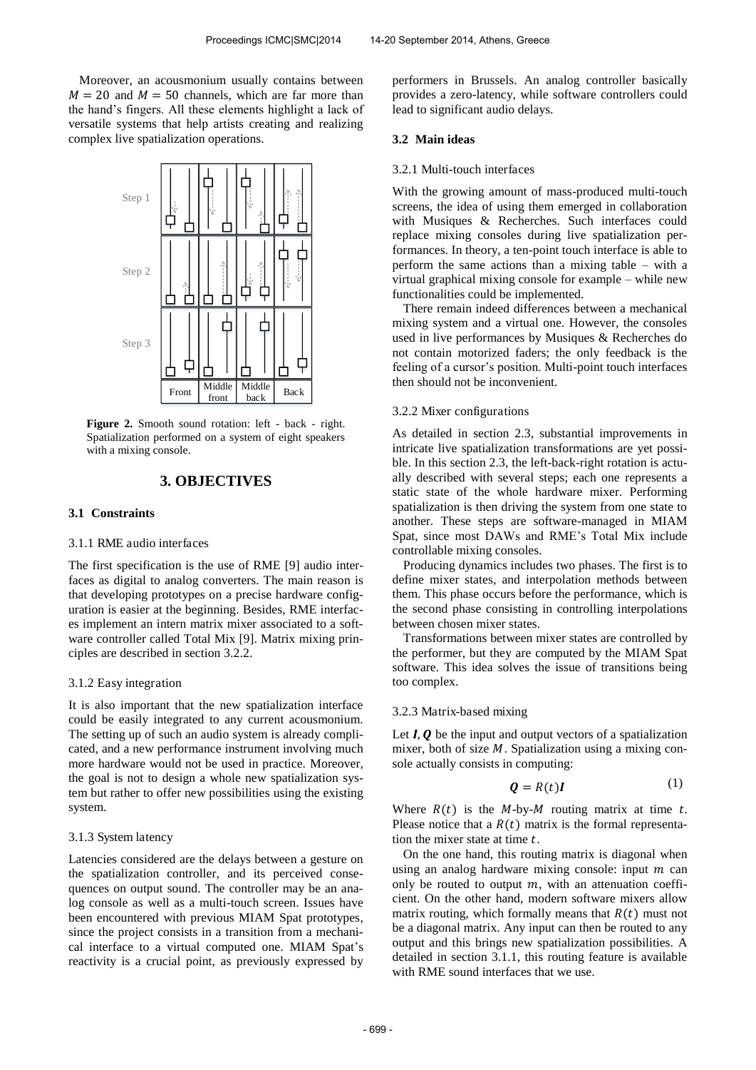Moreover, an acousmonium usually contains between $M = 20$ and $M = 50$ channels, which are far more than the hand's fingers. All these elements highlight a lack of versatile systems that help artists creating and realizing complex live spatialization operations.

**Figure 2.** Smooth sound rotation: left - back - right. Spatialization performed on a system of eight speakers with a mixing console.

# 3. OBJECTIVES

## 3.1 Constraints

### 3.1.1 RME audio interfaces

The first specification is the use of RME [9] audio interfaces as digital to analog converters. The main reason is that developing prototypes on a precise hardware configuration is easier at the beginning. Besides, RME interfaces implement an intern matrix mixer associated to a software controller called Total Mix [9]. Matrix mixing principles are described in section 3.2.2.

### 3.1.2 Easy integration

It is also important that the new spatialization interface could be easily integrated to any current acousmonium. The setting up of such an audio system is already complicated, and a new performance instrument involving much more hardware would not be used in practice. Moreover, the goal is not to design a whole new spatialization system but rather to offer new possibilities using the existing system.

### 3.1.3 System latency

Latencies considered are the delays between a gesture on the spatialization controller, and its perceived consequences on output sound. The controller may be an analog console as well as a multi-touch screen. Issues have been encountered with previous MIAM Spat prototypes, since the project consists in a transition from a mechanical interface to a virtual computed one. MIAM Spat's reactivity is a crucial point, as previously expressed by performers in Brussels. An analog controller basically provides a zero-latency, while software controllers could lead to significant audio delays.

## 3.2 Main ideas

### 3.2.1 Multi-touch interfaces

With the growing amount of mass-produced multi-touch screens, the idea of using them emerged in collaboration with Musiques & Recherches. Such interfaces could replace mixing consoles during live spatialization performances. In theory, a ten-point touch interface is able to perform the same actions than a mixing table – with a virtual graphical mixing console for example – while new functionalities could be implemented.

There remain indeed differences between a mechanical mixing system and a virtual one. However, the consoles used in live performances by Musiques & Recherches do not contain motorized faders; the only feedback is the feeling of a cursor's position. Multi-point touch interfaces then should not be inconvenient.

### 3.2.2 Mixer configurations

As detailed in section 2.3, substantial improvements in intricate live spatialization transformations are yet possible. In this section 2.3, the left-back-right rotation is actually described with several steps; each one represents a static state of the whole hardware mixer. Performing spatialization is then driving the system from one state to another. These steps are software-managed in MIAM Spat, since most DAWs and RME's Total Mix include controllable mixing consoles.

Producing dynamics includes two phases. The first is to define mixer states, and interpolation methods between them. This phase occurs before the performance, which is the second phase consisting in controlling interpolations between chosen mixer states.

Transformations between mixer states are controlled by the performer, but they are computed by the MIAM Spat software. This idea solves the issue of transitions being too complex.

### 3.2.3 Matrix-based mixing

Let $\boldsymbol{I}, \boldsymbol{Q}$ be the input and output vectors of a spatialization mixer, both of size $M$. Spatialization using a mixing console actually consists in computing:

$$\boldsymbol{Q} = R(t)\boldsymbol{I} \tag{1}$$

Where $R(t)$ is the $M$-by-$M$ routing matrix at time $t$. Please notice that a $R(t)$ matrix is the formal representation the mixer state at time $t$.

On the one hand, this routing matrix is diagonal when using an analog hardware mixing console: input $m$ can only be routed to output $m$, with an attenuation coefficient. On the other hand, modern software mixers allow matrix routing, which formally means that $R(t)$ must not be a diagonal matrix. Any input can then be routed to any output and this brings new spatialization possibilities. A detailed in section 3.1.1, this routing feature is available with RME sound interfaces that we use.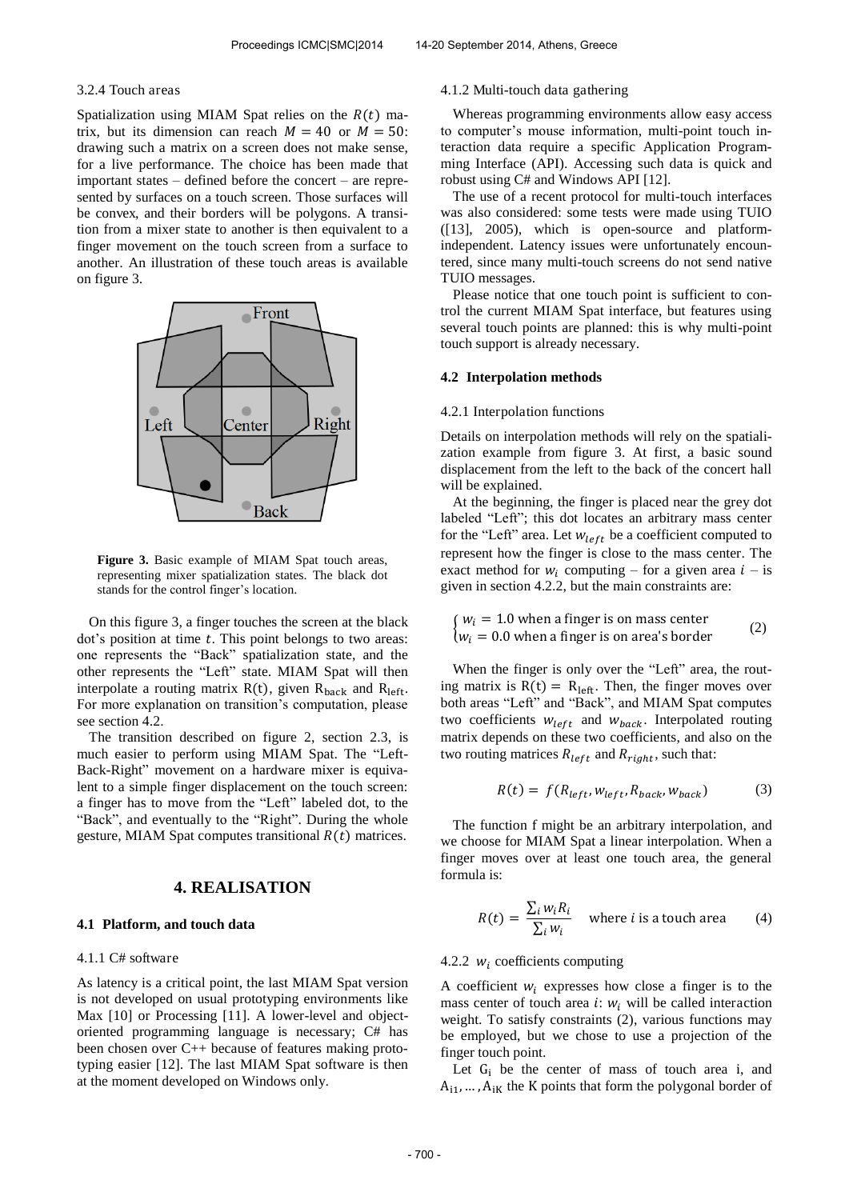#### 3.2.4 Touch areas

Spatialization using MIAM Spat relies on the $R(t)$ matrix, but its dimension can reach $M = 40$ or $M = 50$: drawing such a matrix on a screen does not make sense, for a live performance. The choice has been made that important states – defined before the concert – are represented by surfaces on a touch screen. Those surfaces will be convex, and their borders will be polygons. A transition from a mixer state to another is then equivalent to a finger movement on the touch screen from a surface to another. An illustration of these touch areas is available on figure 3.

**Figure 3.** Basic example of MIAM Spat touch areas, representing mixer spatialization states. The black dot stands for the control finger's location.

On this figure 3, a finger touches the screen at the black dot's position at time $t$. This point belongs to two areas: one represents the "Back" spatialization state, and the other represents the "Left" state. MIAM Spat will then interpolate a routing matrix R(t), given $R_{back}$ and $R_{left}$. For more explanation on transition's computation, please see section 4.2.

The transition described on figure 2, section 2.3, is much easier to perform using MIAM Spat. The "Left-Back-Right" movement on a hardware mixer is equivalent to a simple finger displacement on the touch screen: a finger has to move from the "Left" labeled dot, to the "Back", and eventually to the "Right". During the whole gesture, MIAM Spat computes transitional $R(t)$ matrices.

## 4. REALISATION

### 4.1 Platform, and touch data

#### 4.1.1 C# software

As latency is a critical point, the last MIAM Spat version is not developed on usual prototyping environments like Max [10] or Processing [11]. A lower-level and object-oriented programming language is necessary; C# has been chosen over C++ because of features making prototyping easier [12]. The last MIAM Spat software is then at the moment developed on Windows only.

#### 4.1.2 Multi-touch data gathering

Whereas programming environments allow easy access to computer's mouse information, multi-point touch interaction data require a specific Application Programming Interface (API). Accessing such data is quick and robust using C# and Windows API [12].

The use of a recent protocol for multi-touch interfaces was also considered: some tests were made using TUIO ([13], 2005), which is open-source and platform-independent. Latency issues were unfortunately encountered, since many multi-touch screens do not send native TUIO messages.

Please notice that one touch point is sufficient to control the current MIAM Spat interface, but features using several touch points are planned: this is why multi-point touch support is already necessary.

### 4.2 Interpolation methods

#### 4.2.1 Interpolation functions

Details on interpolation methods will rely on the spatialization example from figure 3. At first, a basic sound displacement from the left to the back of the concert hall will be explained.

At the beginning, the finger is placed near the grey dot labeled "Left"; this dot locates an arbitrary mass center for the "Left" area. Let $w_{left}$ be a coefficient computed to represent how the finger is close to the mass center. The exact method for $w_i$ computing – for a given area $i$ – is given in section 4.2.2, but the main constraints are:

$$\begin{cases} w_i = 1.0 \text{ when a finger is on mass center} \\ w_i = 0.0 \text{ when a finger is on area's border} \end{cases} \qquad (2)$$

When the finger is only over the "Left" area, the routing matrix is $R(t) = R_{left}$. Then, the finger moves over both areas "Left" and "Back", and MIAM Spat computes two coefficients $w_{left}$ and $w_{back}$. Interpolated routing matrix depends on these two coefficients, and also on the two routing matrices $R_{left}$ and $R_{right}$, such that:

$$R(t) = f(R_{left}, w_{left}, R_{back}, w_{back}) \qquad (3)$$

The function f might be an arbitrary interpolation, and we choose for MIAM Spat a linear interpolation. When a finger moves over at least one touch area, the general formula is:

$$R(t) = \frac{\sum_i w_i R_i}{\sum_i w_i} \quad \text{where } i \text{ is a touch area} \qquad (4)$$

#### 4.2.2 $w_i$ coefficients computing

A coefficient $w_i$ expresses how close a finger is to the mass center of touch area $i$: $w_i$ will be called interaction weight. To satisfy constraints (2), various functions may be employed, but we chose to use a projection of the finger touch point.

Let $G_i$ be the center of mass of touch area i, and $A_{i1}, \dots, A_{iK}$ the K points that form the polygonal border of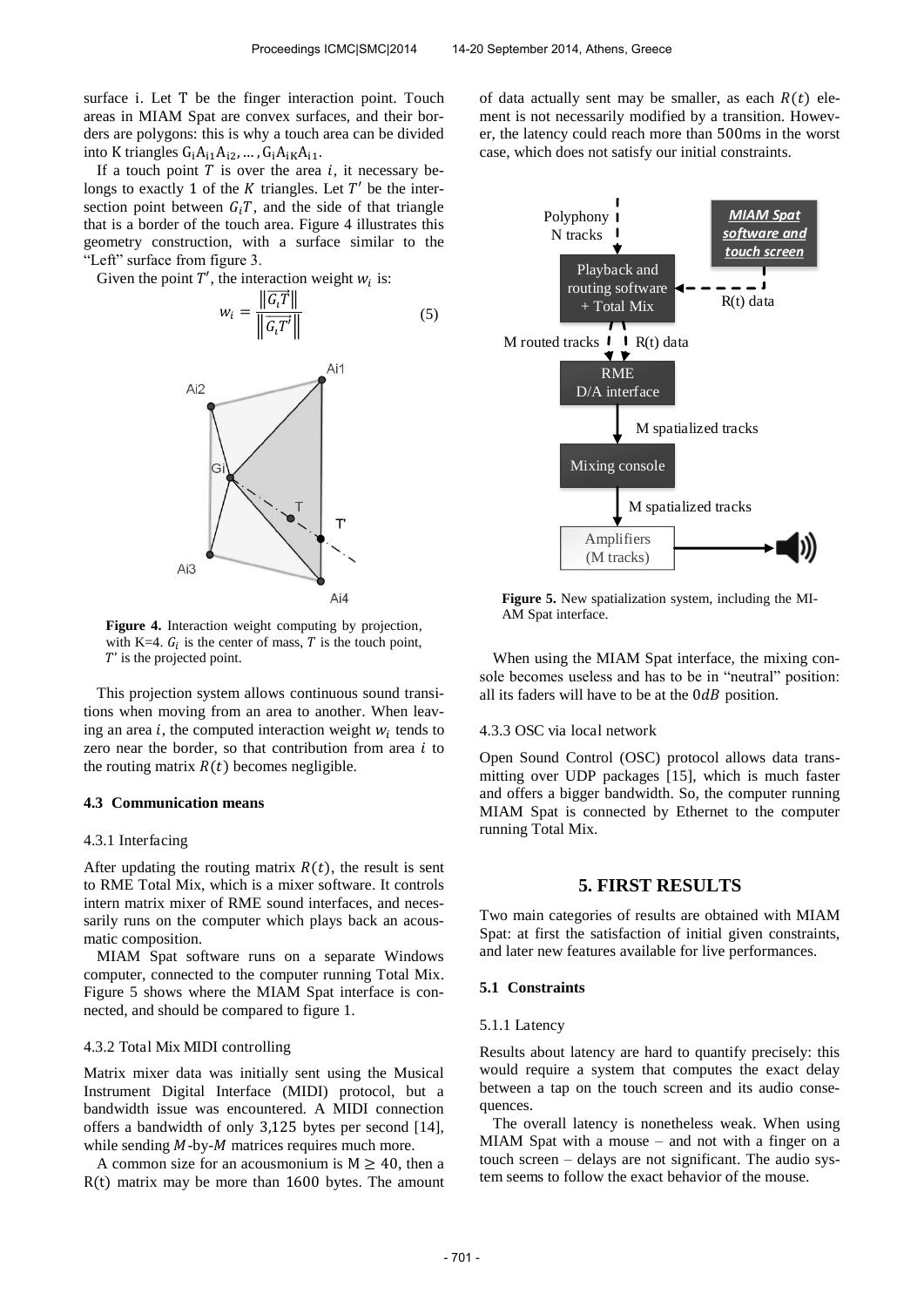surface i. Let T be the finger interaction point. Touch areas in MIAM Spat are convex surfaces, and their borders are polygons: this is why a touch area can be divided into K triangles $G_iA_{i1}A_{i2}, \ldots, G_iA_{iK}A_{i1}$.

If a touch point $T$ is over the area $i$, it necessary belongs to exactly 1 of the $K$ triangles. Let $T'$ be the intersection point between $G_iT$, and the side of that triangle that is a border of the touch area. Figure 4 illustrates this geometry construction, with a surface similar to the "Left" surface from figure 3.

Given the point $T'$, the interaction weight $w_i$ is:

$$w_i = \frac{\left\| \overrightarrow{G_i T} \right\|}{\left\| \overrightarrow{G_i T'} \right\|} \quad (5)$$

**Figure 4.** Interaction weight computing by projection, with K=4. $G_i$ is the center of mass, $T$ is the touch point, $T'$ is the projected point.

This projection system allows continuous sound transitions when moving from an area to another. When leaving an area $i$, the computed interaction weight $w_i$ tends to zero near the border, so that contribution from area $i$ to the routing matrix $R(t)$ becomes negligible.

### 4.3 Communication means

#### 4.3.1 Interfacing

After updating the routing matrix $R(t)$, the result is sent to RME Total Mix, which is a mixer software. It controls intern matrix mixer of RME sound interfaces, and necessarily runs on the computer which plays back an acousmatic composition.

MIAM Spat software runs on a separate Windows computer, connected to the computer running Total Mix. Figure 5 shows where the MIAM Spat interface is connected, and should be compared to figure 1.

#### 4.3.2 Total Mix MIDI controlling

Matrix mixer data was initially sent using the Musical Instrument Digital Interface (MIDI) protocol, but a bandwidth issue was encountered. A MIDI connection offers a bandwidth of only 3,125 bytes per second [14], while sending $M$-by-$M$ matrices requires much more.

A common size for an acousmonium is $M \geq 40$, then a $R(t)$ matrix may be more than 1600 bytes. The amount of data actually sent may be smaller, as each $R(t)$ element is not necessarily modified by a transition. However, the latency could reach more than 500ms in the worst case, which does not satisfy our initial constraints.

**Figure 5.** New spatialization system, including the MIAM Spat interface.

When using the MIAM Spat interface, the mixing console becomes useless and has to be in "neutral" position: all its faders will have to be at the $0dB$ position.

#### 4.3.3 OSC via local network

Open Sound Control (OSC) protocol allows data transmitting over UDP packages [15], which is much faster and offers a bigger bandwidth. So, the computer running MIAM Spat is connected by Ethernet to the computer running Total Mix.

## 5. FIRST RESULTS

Two main categories of results are obtained with MIAM Spat: at first the satisfaction of initial given constraints, and later new features available for live performances.

### 5.1 Constraints

#### 5.1.1 Latency

Results about latency are hard to quantify precisely: this would require a system that computes the exact delay between a tap on the touch screen and its audio consequences.

The overall latency is nonetheless weak. When using MIAM Spat with a mouse – and not with a finger on a touch screen – delays are not significant. The audio system seems to follow the exact behavior of the mouse.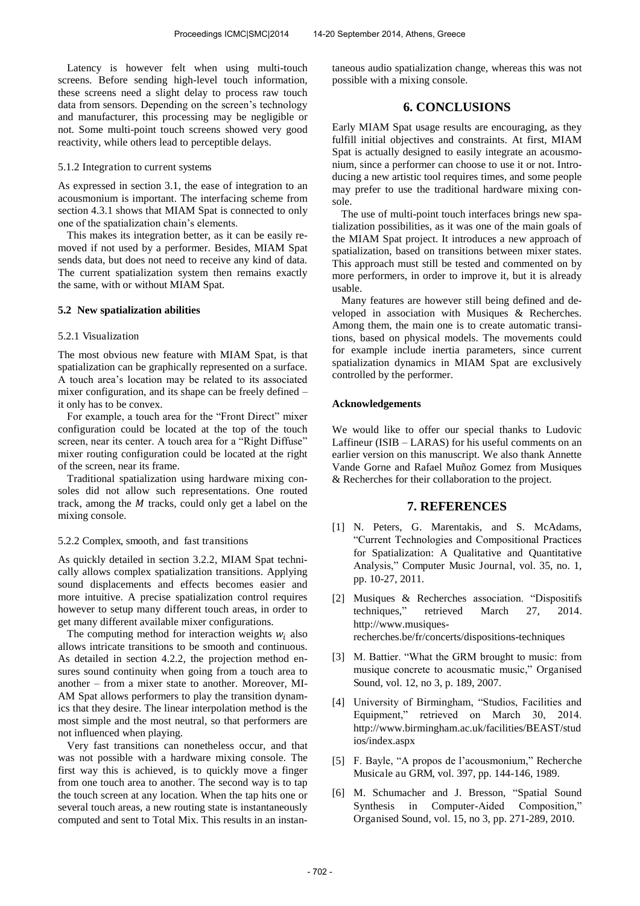Latency is however felt when using multi-touch screens. Before sending high-level touch information, these screens need a slight delay to process raw touch data from sensors. Depending on the screen's technology and manufacturer, this processing may be negligible or not. Some multi-point touch screens showed very good reactivity, while others lead to perceptible delays.

#### 5.1.2 Integration to current systems

As expressed in section 3.1, the ease of integration to an acousmonium is important. The interfacing scheme from section 4.3.1 shows that MIAM Spat is connected to only one of the spatialization chain's elements.

This makes its integration better, as it can be easily removed if not used by a performer. Besides, MIAM Spat sends data, but does not need to receive any kind of data. The current spatialization system then remains exactly the same, with or without MIAM Spat.

### 5.2 New spatialization abilities

#### 5.2.1 Visualization

The most obvious new feature with MIAM Spat, is that spatialization can be graphically represented on a surface. A touch area's location may be related to its associated mixer configuration, and its shape can be freely defined – it only has to be convex.

For example, a touch area for the "Front Direct" mixer configuration could be located at the top of the touch screen, near its center. A touch area for a "Right Diffuse" mixer routing configuration could be located at the right of the screen, near its frame.

Traditional spatialization using hardware mixing consoles did not allow such representations. One routed track, among the $M$ tracks, could only get a label on the mixing console.

#### 5.2.2 Complex, smooth, and fast transitions

As quickly detailed in section 3.2.2, MIAM Spat technically allows complex spatialization transitions. Applying sound displacements and effects becomes easier and more intuitive. A precise spatialization control requires however to setup many different touch areas, in order to get many different available mixer configurations.

The computing method for interaction weights $w_i$ also allows intricate transitions to be smooth and continuous. As detailed in section 4.2.2, the projection method ensures sound continuity when going from a touch area to another – from a mixer state to another. Moreover, MIAM Spat allows performers to play the transition dynamics that they desire. The linear interpolation method is the most simple and the most neutral, so that performers are not influenced when playing.

Very fast transitions can nonetheless occur, and that was not possible with a hardware mixing console. The first way this is achieved, is to quickly move a finger from one touch area to another. The second way is to tap the touch screen at any location. When the tap hits one or several touch areas, a new routing state is instantaneously computed and sent to Total Mix. This results in an instantaneous audio spatialization change, whereas this was not possible with a mixing console.

## 6. CONCLUSIONS

Early MIAM Spat usage results are encouraging, as they fulfill initial objectives and constraints. At first, MIAM Spat is actually designed to easily integrate an acousmonium, since a performer can choose to use it or not. Introducing a new artistic tool requires times, and some people may prefer to use the traditional hardware mixing console.

The use of multi-point touch interfaces brings new spatialization possibilities, as it was one of the main goals of the MIAM Spat project. It introduces a new approach of spatialization, based on transitions between mixer states. This approach must still be tested and commented on by more performers, in order to improve it, but it is already usable.

Many features are however still being defined and developed in association with Musiques & Recherches. Among them, the main one is to create automatic transitions, based on physical models. The movements could for example include inertia parameters, since current spatialization dynamics in MIAM Spat are exclusively controlled by the performer.

**Acknowledgements**

We would like to offer our special thanks to Ludovic Laffineur (ISIB – LARAS) for his useful comments on an earlier version on this manuscript. We also thank Annette Vande Gorne and Rafael Muñoz Gomez from Musiques & Recherches for their collaboration to the project.

## 7. REFERENCES

[1] N. Peters, G. Marentakis, and S. McAdams, "Current Technologies and Compositional Practices for Spatialization: A Qualitative and Quantitative Analysis," Computer Music Journal, vol. 35, no. 1, pp. 10-27, 2011.

[2] Musiques & Recherches association. "Dispositifs techniques," retrieved March 27, 2014. http://www.musiques-recherches.be/fr/concerts/dispositions-techniques

[3] M. Battier. "What the GRM brought to music: from musique concrete to acousmatic music," Organised Sound, vol. 12, no 3, p. 189, 2007.

[4] University of Birmingham, "Studios, Facilities and Equipment," retrieved on March 30, 2014. http://www.birmingham.ac.uk/facilities/BEAST/studios/index.aspx

[5] F. Bayle, "A propos de l'acousmonium," Recherche Musicale au GRM, vol. 397, pp. 144-146, 1989.

[6] M. Schumacher and J. Bresson, "Spatial Sound Synthesis in Computer-Aided Composition," Organised Sound, vol. 15, no 3, pp. 271-289, 2010.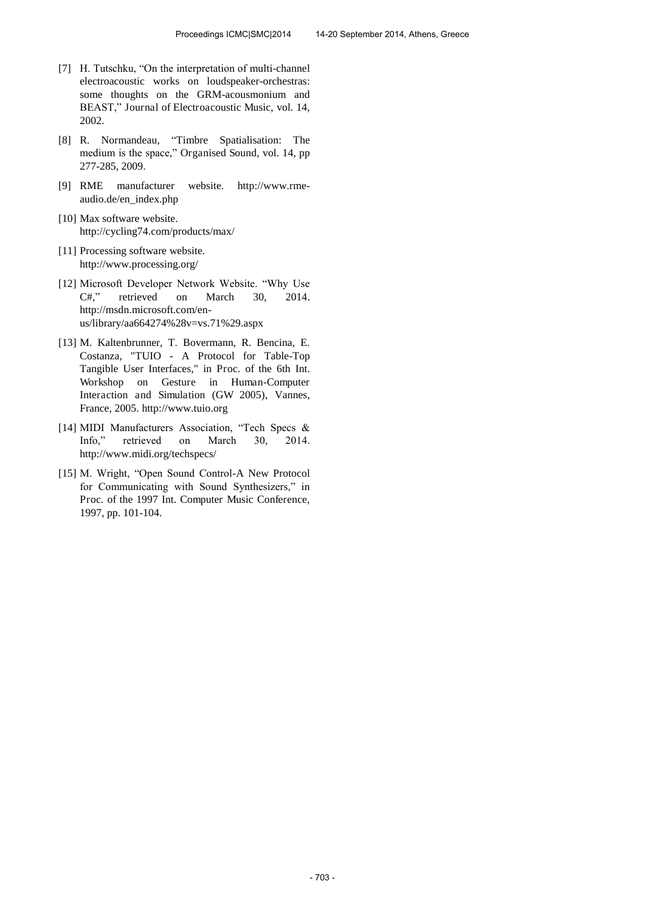[7] H. Tutschku, “On the interpretation of multi-channel electroacoustic works on loudspeaker-orchestras: some thoughts on the GRM-acousmonium and BEAST,” Journal of Electroacoustic Music, vol. 14, 2002.

[8] R. Normandeau, “Timbre Spatialisation: The medium is the space,” Organised Sound, vol. 14, pp 277-285, 2009.

[9] RME manufacturer website. http://www.rme-audio.de/en_index.php

[10] Max software website. http://cycling74.com/products/max/

[11] Processing software website. http://www.processing.org/

[12] Microsoft Developer Network Website. “Why Use C#,” retrieved on March 30, 2014. http://msdn.microsoft.com/en-us/library/aa664274%28v=vs.71%29.aspx

[13] M. Kaltenbrunner, T. Bovermann, R. Bencina, E. Costanza, "TUIO - A Protocol for Table-Top Tangible User Interfaces," in Proc. of the 6th Int. Workshop on Gesture in Human-Computer Interaction and Simulation (GW 2005), Vannes, France, 2005. http://www.tuio.org

[14] MIDI Manufacturers Association, “Tech Specs & Info,” retrieved on March 30, 2014. http://www.midi.org/techspecs/

[15] M. Wright, “Open Sound Control-A New Protocol for Communicating with Sound Synthesizers,” in Proc. of the 1997 Int. Computer Music Conference, 1997, pp. 101-104.